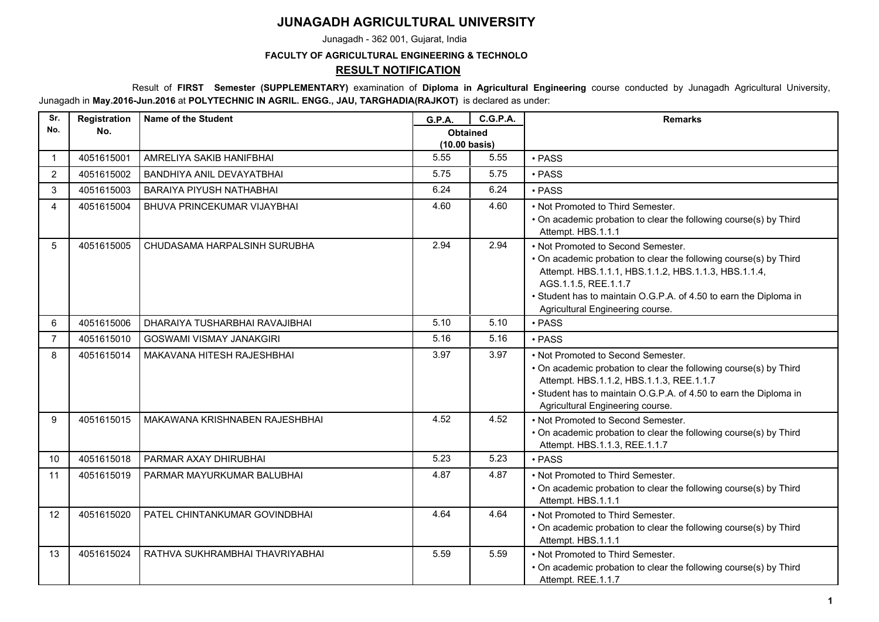# JUNAGADH AGRICULTURAL UNIVERSITY

Junagadh - 362 001, Gujarat, India

**FACULTY OF AGRICULTURAL ENGINEERING & TECHNOLO**

## RESULT NOTIFICATION

Result of **FIRST Semester (SUPPLEMENTARY)** examination of **Diploma in Agricultural Engineering** course conducted by Junagadh Agricultural University, Junagadh in **May.2016-Jun.2016** at **POLYTECHNIC IN AGRIL. ENGG., JAU, TARGHADIA(RAJKOT)** is declared as under:

| Sr. No. | Registration No. | Name of the Student | G.P.A. | C.G.P.A. | Remarks |
|---|---|---|---|---|---|
| | | | Obtained (10.00 basis) | | |
| 1 | 4051615001 | AMRELIYA SAKIB HANIFBHAI | 5.55 | 5.55 | • PASS |
| 2 | 4051615002 | BANDHIYA ANIL DEVAYATBHAI | 5.75 | 5.75 | • PASS |
| 3 | 4051615003 | BARAIYA PIYUSH NATHABHAI | 6.24 | 6.24 | • PASS |
| 4 | 4051615004 | BHUVA PRINCEKUMAR VIJAYBHAI | 4.60 | 4.60 | • Not Promoted to Third Semester.<br>• On academic probation to clear the following course(s) by Third Attempt. HBS.1.1.1 |
| 5 | 4051615005 | CHUDASAMA HARPALSINH SURUBHA | 2.94 | 2.94 | • Not Promoted to Second Semester.<br>• On academic probation to clear the following course(s) by Third Attempt. HBS.1.1.1, HBS.1.1.2, HBS.1.1.3, HBS.1.1.4, AGS.1.1.5, REE.1.1.7<br>• Student has to maintain O.G.P.A. of 4.50 to earn the Diploma in Agricultural Engineering course. |
| 6 | 4051615006 | DHARAIYA TUSHARBHAI RAVAJIBHAI | 5.10 | 5.10 | • PASS |
| 7 | 4051615010 | GOSWAMI VISMAY JANAKGIRI | 5.16 | 5.16 | • PASS |
| 8 | 4051615014 | MAKAVANA HITESH RAJESHBHAI | 3.97 | 3.97 | • Not Promoted to Second Semester.<br>• On academic probation to clear the following course(s) by Third Attempt. HBS.1.1.2, HBS.1.1.3, REE.1.1.7<br>• Student has to maintain O.G.P.A. of 4.50 to earn the Diploma in Agricultural Engineering course. |
| 9 | 4051615015 | MAKAWANA KRISHNABEN RAJESHBHAI | 4.52 | 4.52 | • Not Promoted to Second Semester.<br>• On academic probation to clear the following course(s) by Third Attempt. HBS.1.1.3, REE.1.1.7 |
| 10 | 4051615018 | PARMAR AXAY DHIRUBHAI | 5.23 | 5.23 | • PASS |
| 11 | 4051615019 | PARMAR MAYURKUMAR BALUBHAI | 4.87 | 4.87 | • Not Promoted to Third Semester.<br>• On academic probation to clear the following course(s) by Third Attempt. HBS.1.1.1 |
| 12 | 4051615020 | PATEL CHINTANKUMAR GOVINDBHAI | 4.64 | 4.64 | • Not Promoted to Third Semester.<br>• On academic probation to clear the following course(s) by Third Attempt. HBS.1.1.1 |
| 13 | 4051615024 | RATHVA SUKHRAMBHAI THAVRIYABHAI | 5.59 | 5.59 | • Not Promoted to Third Semester.<br>• On academic probation to clear the following course(s) by Third Attempt. REE.1.1.7 |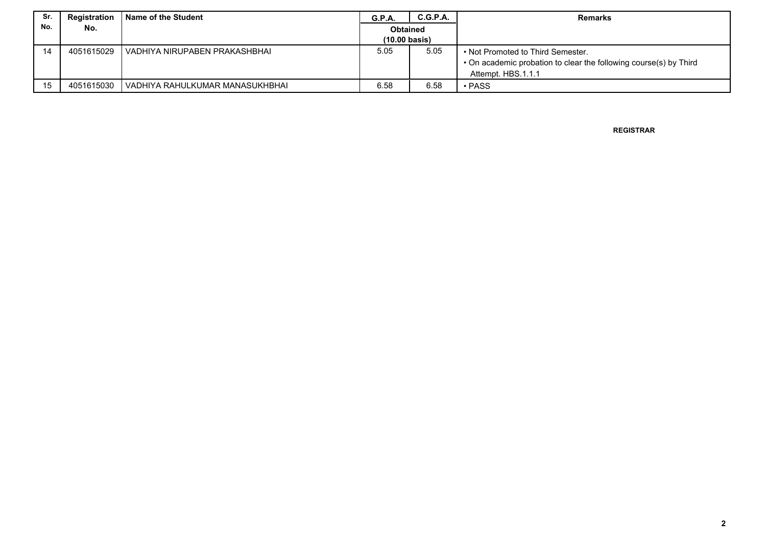| Sr. No. | Registration No. | Name of the Student | G.P.A. | C.G.P.A. | Remarks |
|---|---|---|---|---|---|
| | | | Obtained (10.00 basis) | | |
| 14 | 4051615029 | VADHIYA NIRUPABEN PRAKASHBHAI | 5.05 | 5.05 | • Not Promoted to Third Semester.<br>• On academic probation to clear the following course(s) by Third Attempt. HBS.1.1.1 |
| 15 | 4051615030 | VADHIYA RAHULKUMAR MANASUKHBHAI | 6.58 | 6.58 | • PASS |

**REGISTRAR**